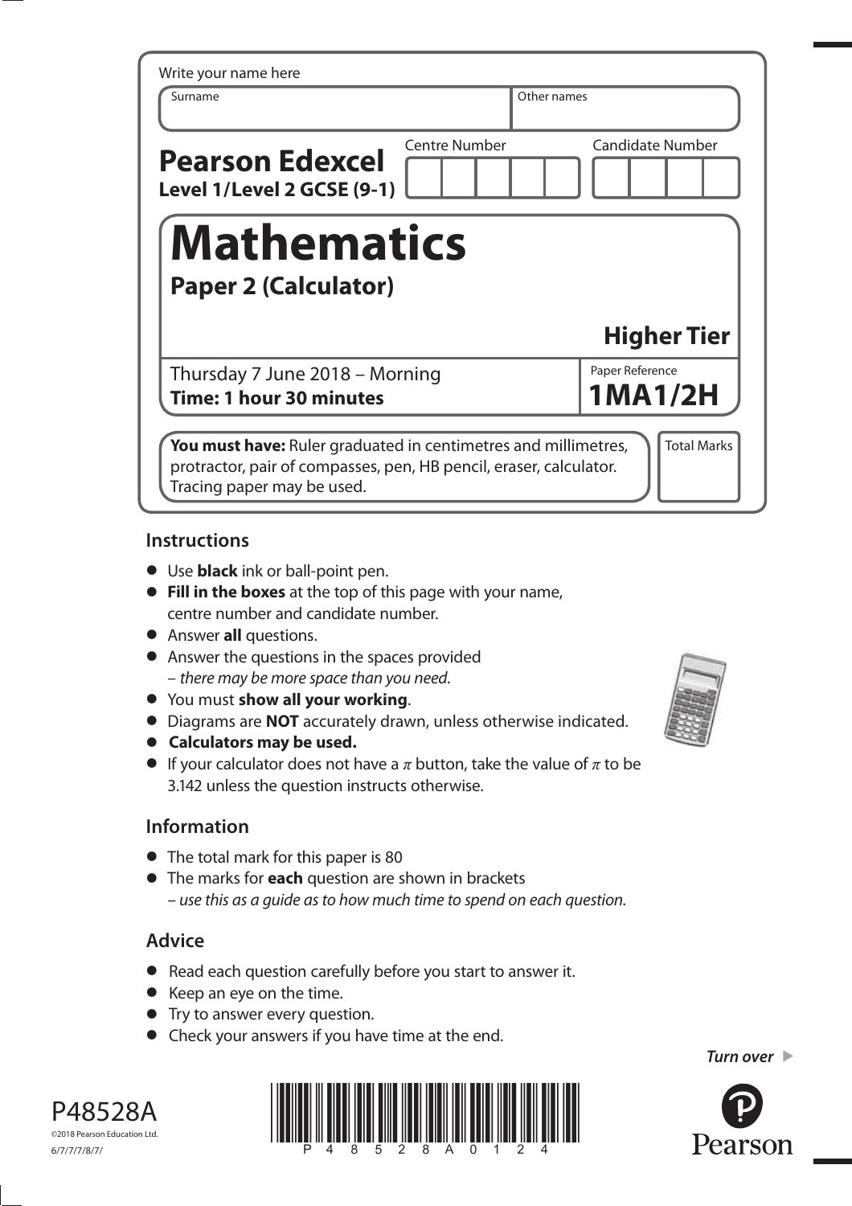Write your name here

| Surname | Other names |
| --- | --- |
| | |

**Pearson Edexcel**
**Level 1/Level 2 GCSE (9-1)**

Centre Number | Candidate Number

# Mathematics

## Paper 2 (Calculator)

### Higher Tier

Thursday 7 June 2018 – Morning
**Time: 1 hour 30 minutes**

Paper Reference
**1MA1/2H**

**You must have:** Ruler graduated in centimetres and millimetres, protractor, pair of compasses, pen, HB pencil, eraser, calculator. Tracing paper may be used.

Total Marks

## Instructions

- Use **black** ink or ball-point pen.
- **Fill in the boxes** at the top of this page with your name, centre number and candidate number.
- Answer **all** questions.
- Answer the questions in the spaces provided
  – *there may be more space than you need.*
- You must **show all your working**.
- Diagrams are **NOT** accurately drawn, unless otherwise indicated.
- **Calculators may be used.**
- If your calculator does not have a $\pi$ button, take the value of $\pi$ to be 3.142 unless the question instructs otherwise.

## Information

- The total mark for this paper is 80
- The marks for **each** question are shown in brackets
  – *use this as a guide as to how much time to spend on each question.*

## Advice

- Read each question carefully before you start to answer it.
- Keep an eye on the time.
- Try to answer every question.
- Check your answers if you have time at the end.

*Turn over*

P48528A
©2018 Pearson Education Ltd.
6/7/7/7/8/7/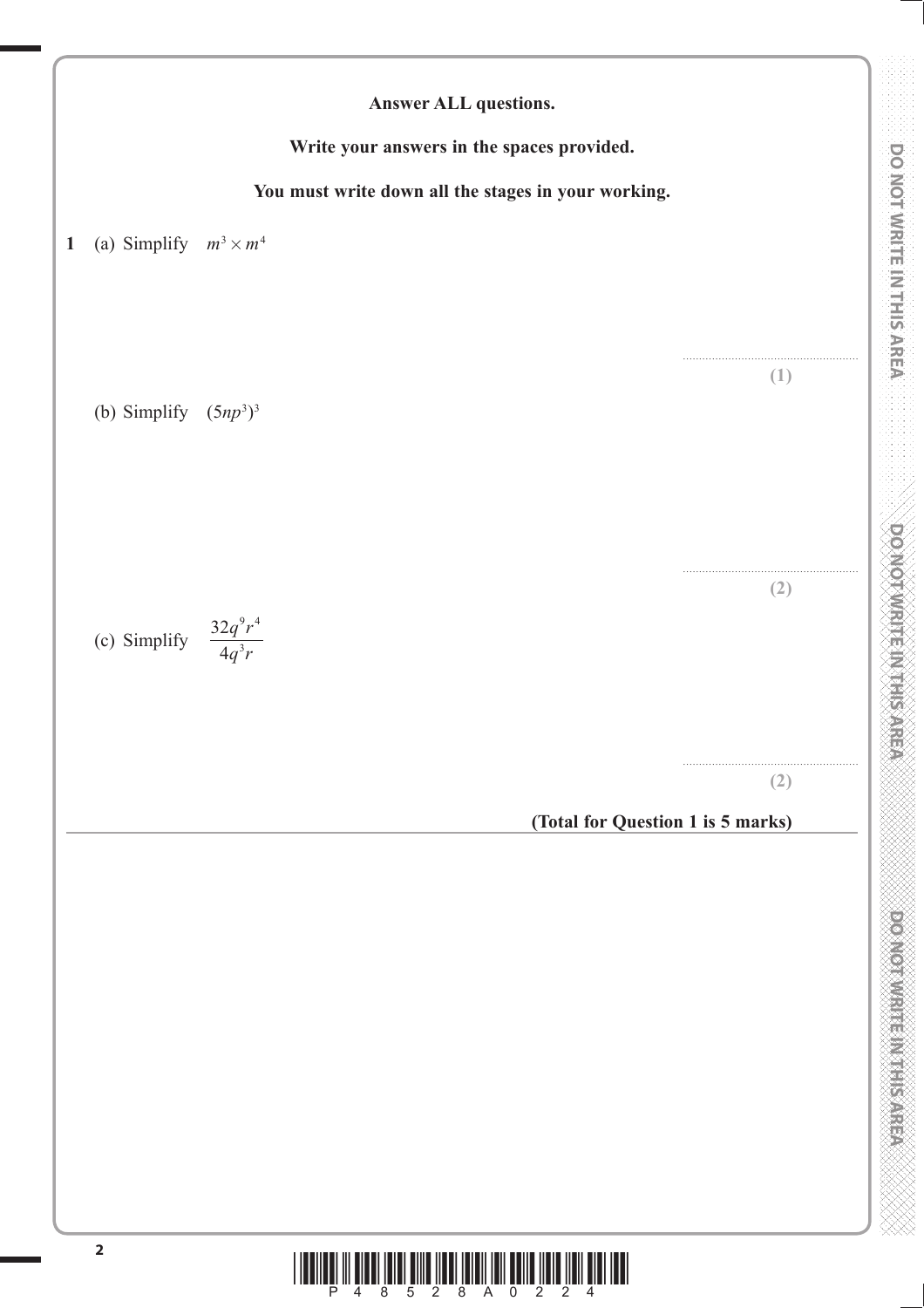**Answer ALL questions.**

**Write your answers in the spaces provided.**

**You must write down all the stages in your working.**

**1** (a) Simplify $m^3 \times m^4$

..............................................

**(1)**

(b) Simplify $(5np^3)^3$

..............................................

**(2)**

(c) Simplify $\dfrac{32q^9r^4}{4q^3r}$

..............................................

**(2)**

**(Total for Question 1 is 5 marks)**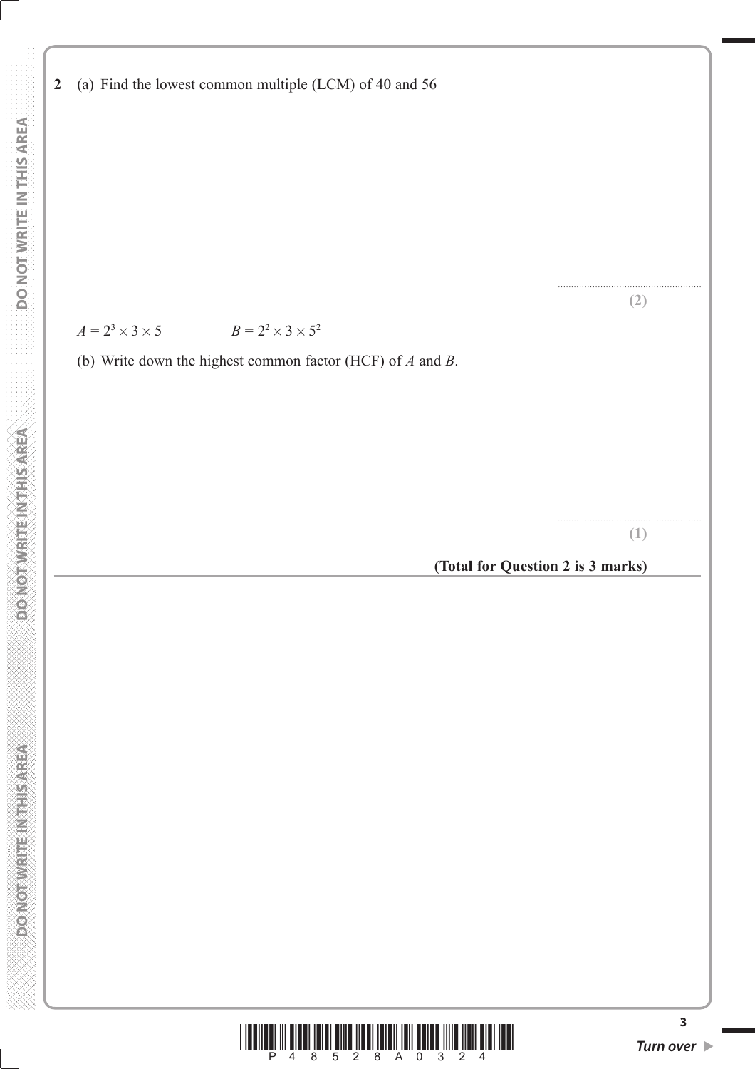**2** (a) Find the lowest common multiple (LCM) of 40 and 56

..........................................................

**(2)**

$A = 2^3 \times 3 \times 5$ $\qquad\qquad$ $B = 2^2 \times 3 \times 5^2$

(b) Write down the highest common factor (HCF) of $A$ and $B$.

..........................................................

**(1)**

**(Total for Question 2 is 3 marks)**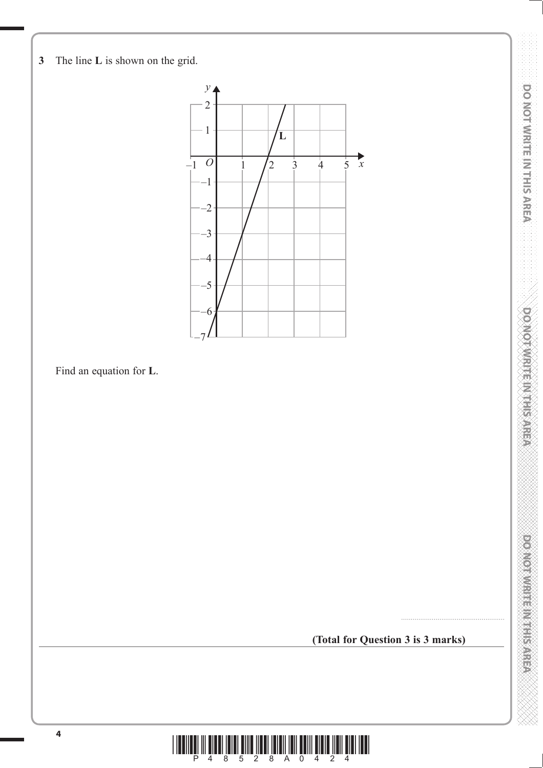**3** The line **L** is shown on the grid.

Find an equation for **L**.

.......................................................

**(Total for Question 3 is 3 marks)**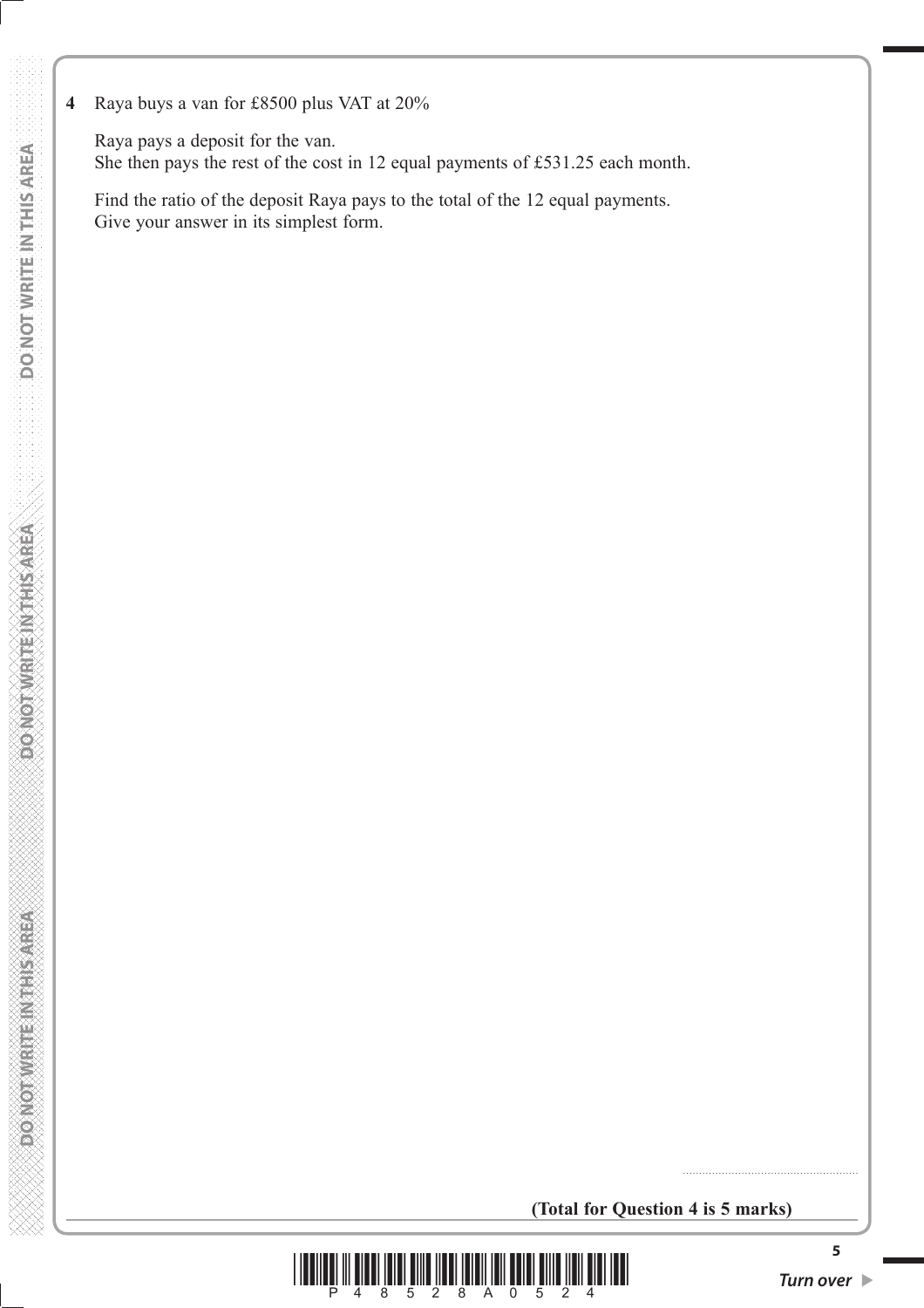**4** Raya buys a van for £8500 plus VAT at 20%

Raya pays a deposit for the van.
She then pays the rest of the cost in 12 equal payments of £531.25 each month.

Find the ratio of the deposit Raya pays to the total of the 12 equal payments.
Give your answer in its simplest form.

..........................................................

**(Total for Question 4 is 5 marks)**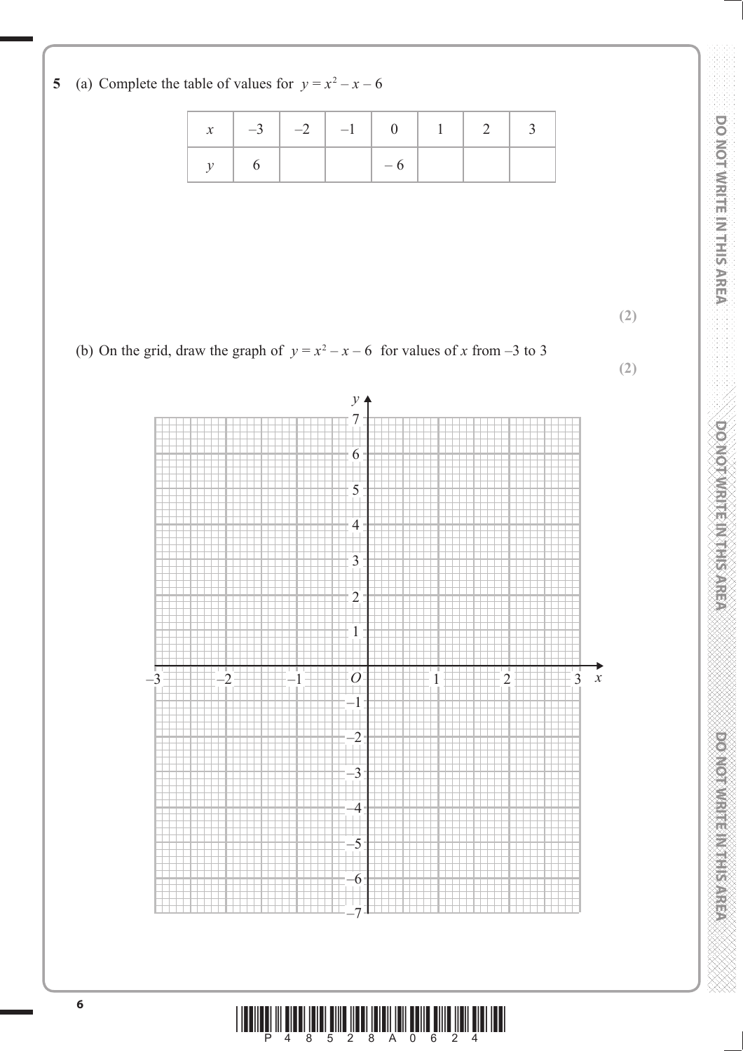**5** (a) Complete the table of values for $y = x^2 - x - 6$

| $x$ | $-3$ | $-2$ | $-1$ | $0$ | $1$ | $2$ | $3$ |
|---|---|---|---|---|---|---|---|
| $y$ | $6$ | | | $-6$ | | | |

**(2)**

(b) On the grid, draw the graph of $y = x^2 - x - 6$ for values of $x$ from $-3$ to $3$

**(2)**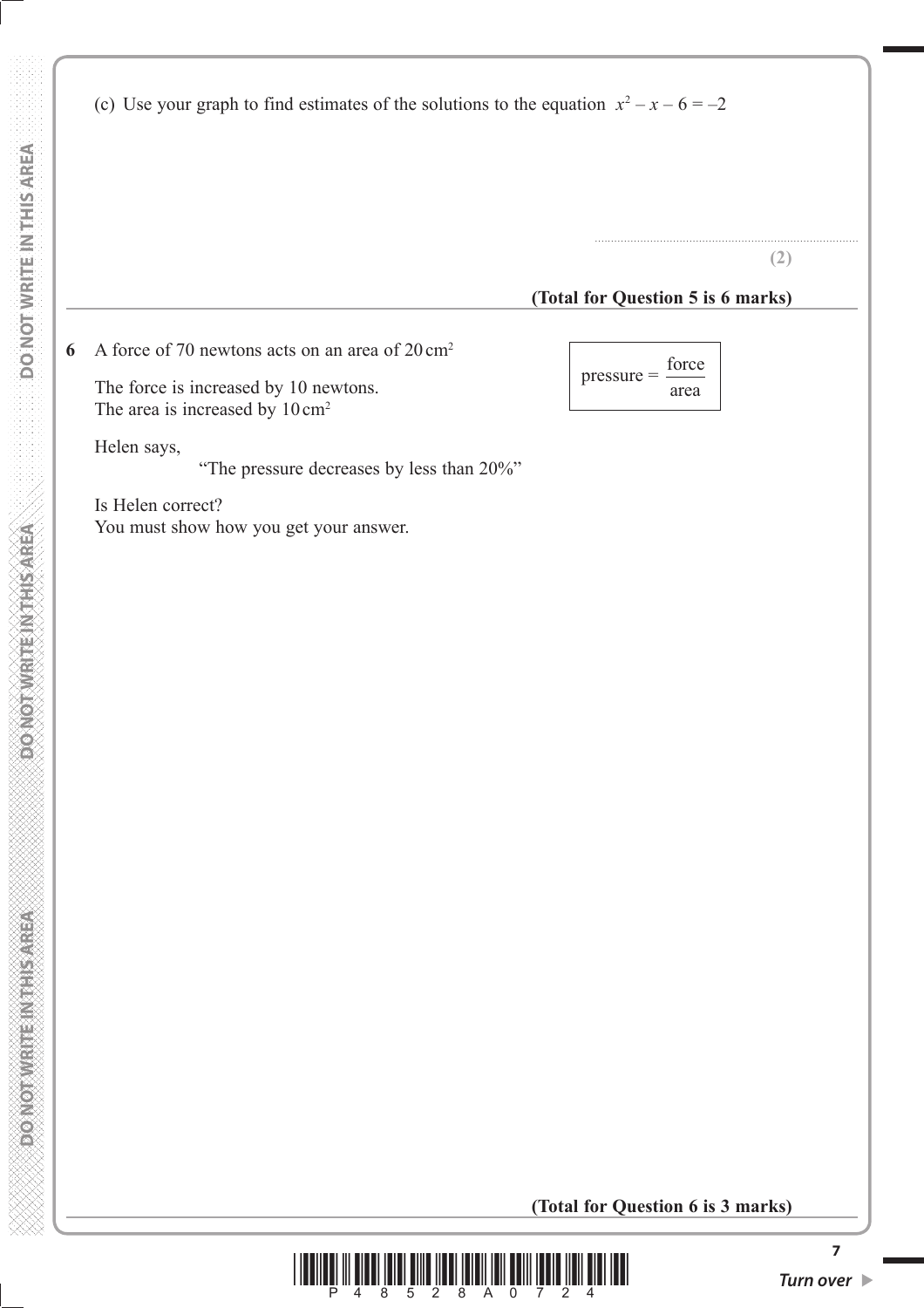(c) Use your graph to find estimates of the solutions to the equation $x^2 - x - 6 = -2$

..........................................................................

**(2)**

**(Total for Question 5 is 6 marks)**

---

**6** A force of 70 newtons acts on an area of 20 cm$^2$

$$\text{pressure} = \frac{\text{force}}{\text{area}}$$

The force is increased by 10 newtons.
The area is increased by 10 cm$^2$

Helen says,

"The pressure decreases by less than 20%"

Is Helen correct?
You must show how you get your answer.

**(Total for Question 6 is 3 marks)**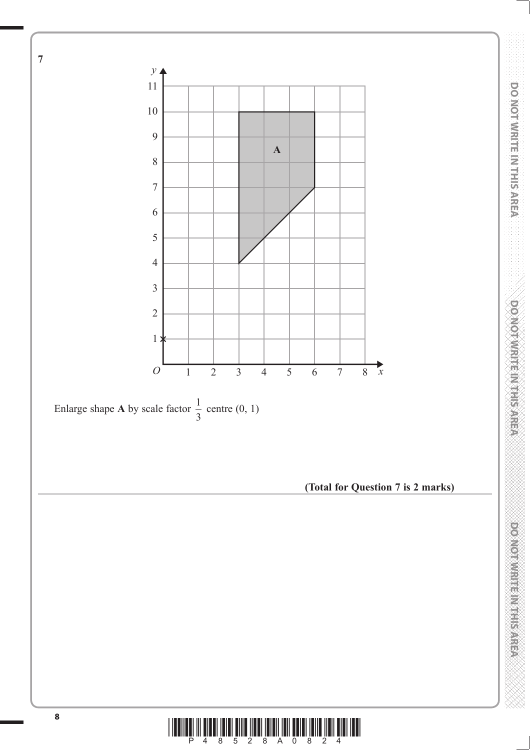**7**

Enlarge shape **A** by scale factor $\frac{1}{3}$ centre (0, 1)

**(Total for Question 7 is 2 marks)**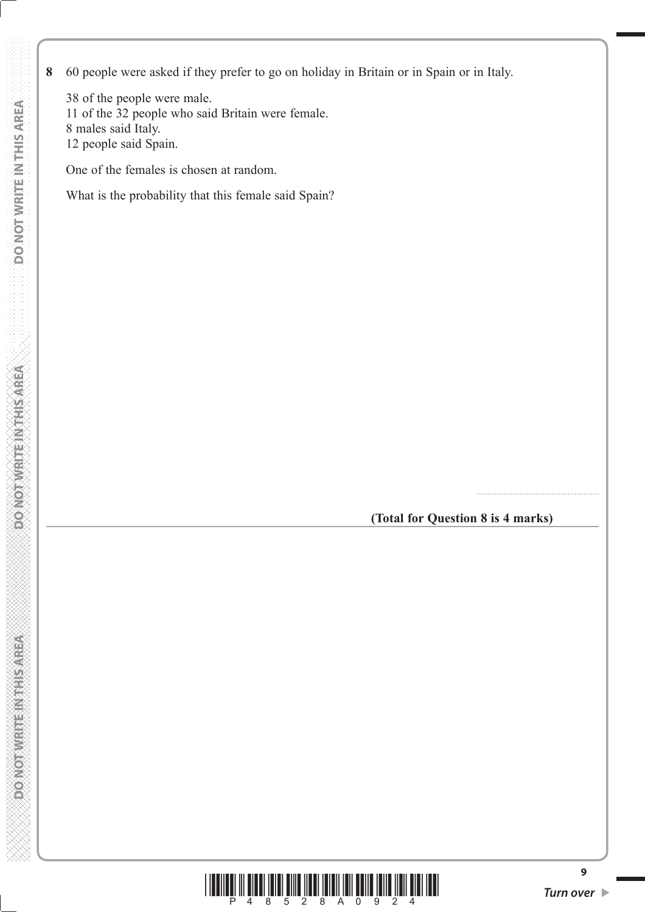**8** 60 people were asked if they prefer to go on holiday in Britain or in Spain or in Italy.

38 of the people were male.
11 of the 32 people who said Britain were female.
8 males said Italy.
12 people said Spain.

One of the females is chosen at random.

What is the probability that this female said Spain?

.......................................................

**(Total for Question 8 is 4 marks)**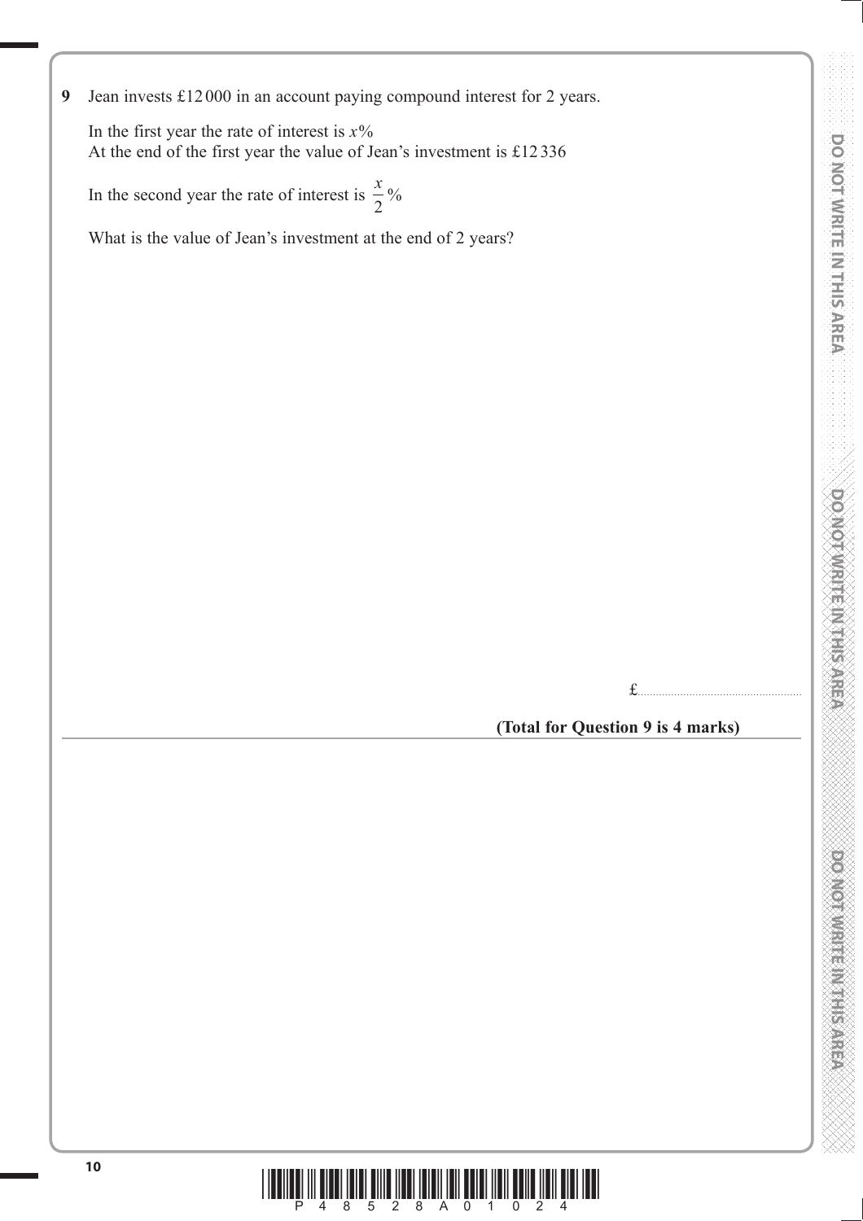**9** Jean invests £12 000 in an account paying compound interest for 2 years.

In the first year the rate of interest is $x$%
At the end of the first year the value of Jean's investment is £12 336

In the second year the rate of interest is $\frac{x}{2}$%

What is the value of Jean's investment at the end of 2 years?

£.......................................................

**(Total for Question 9 is 4 marks)**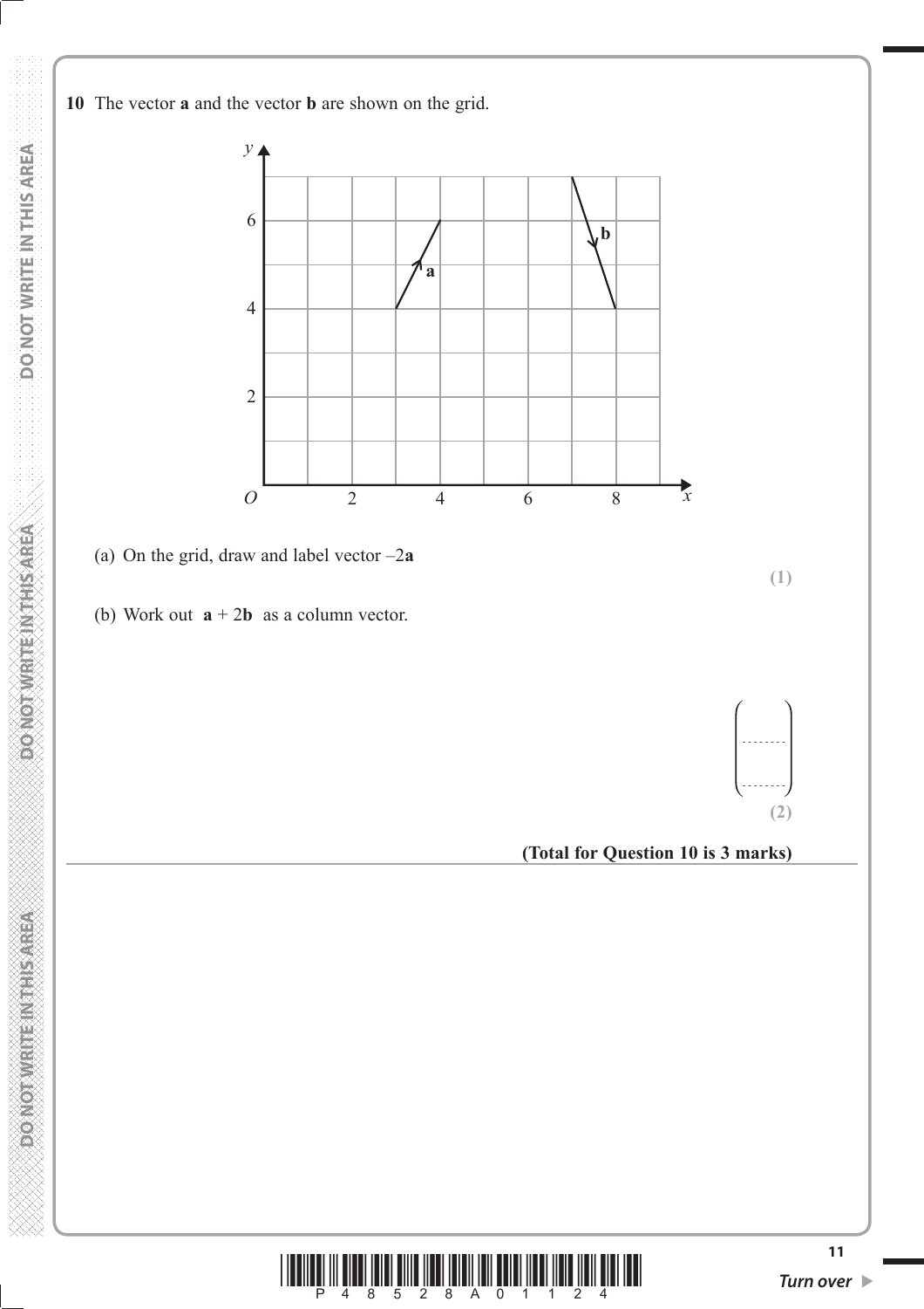**10** The vector **a** and the vector **b** are shown on the grid.

(a) On the grid, draw and label vector $-2\mathbf{a}$

**(1)**

(b) Work out $\mathbf{a} + 2\mathbf{b}$ as a column vector.

$$\begin{pmatrix} \ldots\ldots \\ \ldots\ldots \end{pmatrix}$$

**(2)**

**(Total for Question 10 is 3 marks)**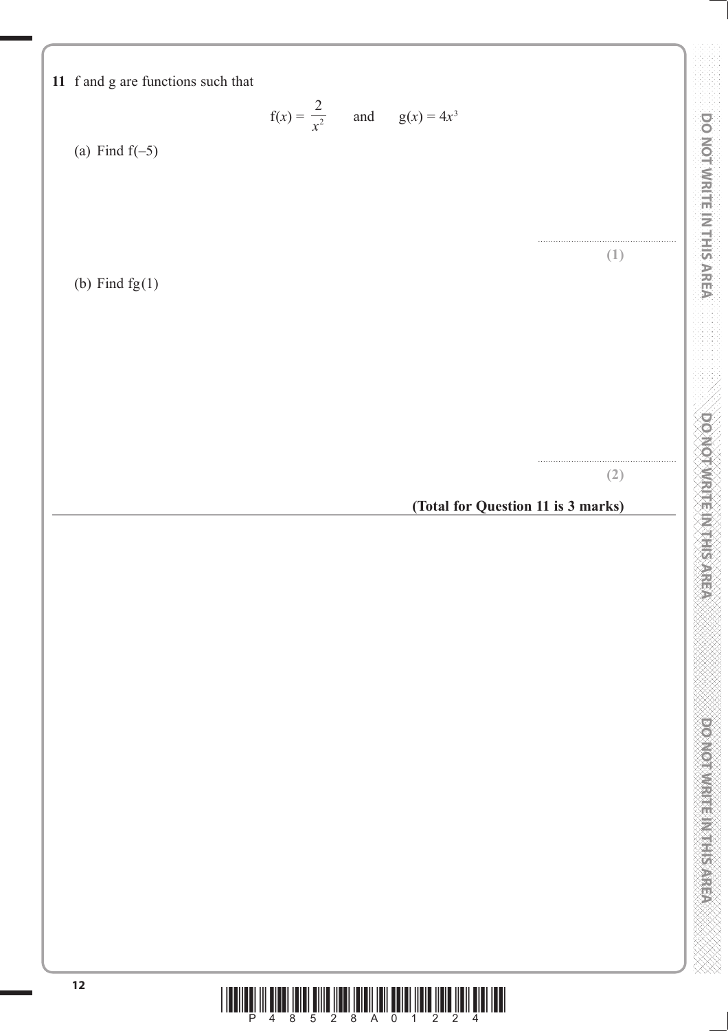**11** f and g are functions such that

$$f(x) = \frac{2}{x^2} \qquad \text{and} \qquad g(x) = 4x^3$$

(a) Find f(–5)

..............................................

**(1)**

(b) Find fg(1)

..............................................

**(2)**

**(Total for Question 11 is 3 marks)**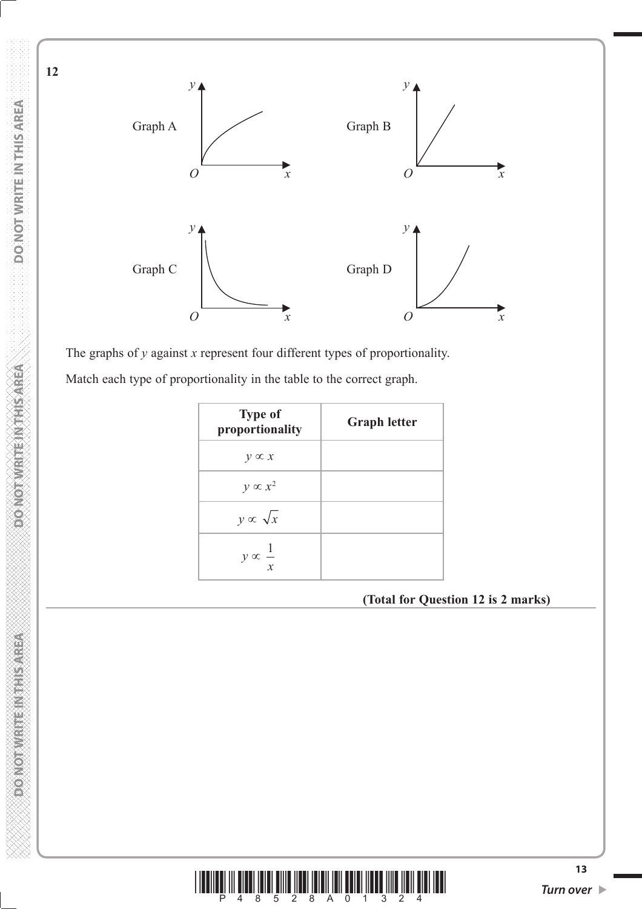**12**

Graph A

Graph B

Graph C

Graph D

The graphs of $y$ against $x$ represent four different types of proportionality.

Match each type of proportionality in the table to the correct graph.

| Type of proportionality | Graph letter |
|---|---|
| $y \propto x$ | |
| $y \propto x^2$ | |
| $y \propto \sqrt{x}$ | |
| $y \propto \frac{1}{x}$ | |

**(Total for Question 12 is 2 marks)**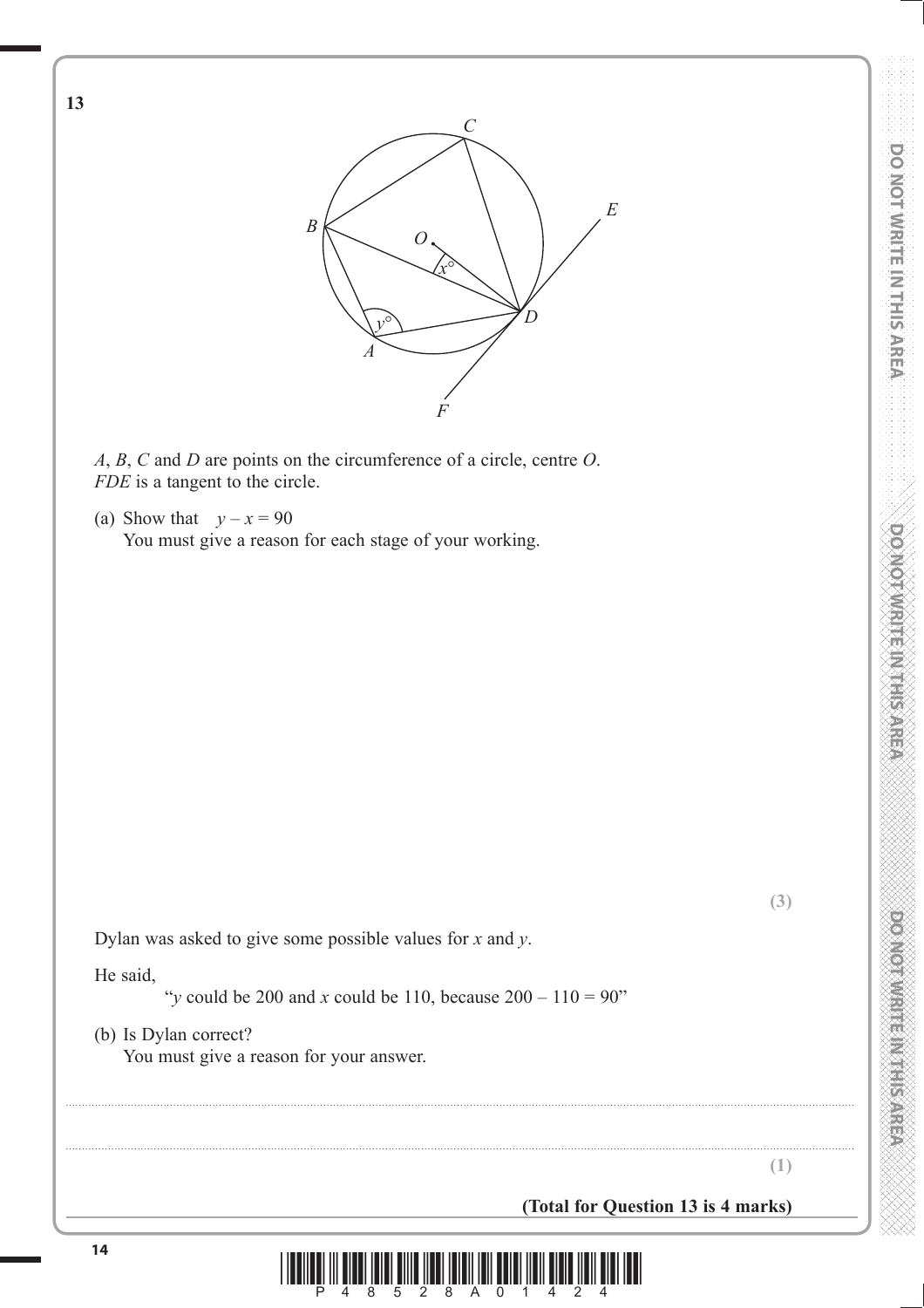**13**

*A*, *B*, *C* and *D* are points on the circumference of a circle, centre *O*.
*FDE* is a tangent to the circle.

(a) Show that $y - x = 90$
You must give a reason for each stage of your working.

**(3)**

Dylan was asked to give some possible values for $x$ and $y$.

He said,

"$y$ could be 200 and $x$ could be 110, because $200 - 110 = 90$"

(b) Is Dylan correct?
You must give a reason for your answer.

..............................................................................................................................................

..............................................................................................................................................

**(1)**

**(Total for Question 13 is 4 marks)**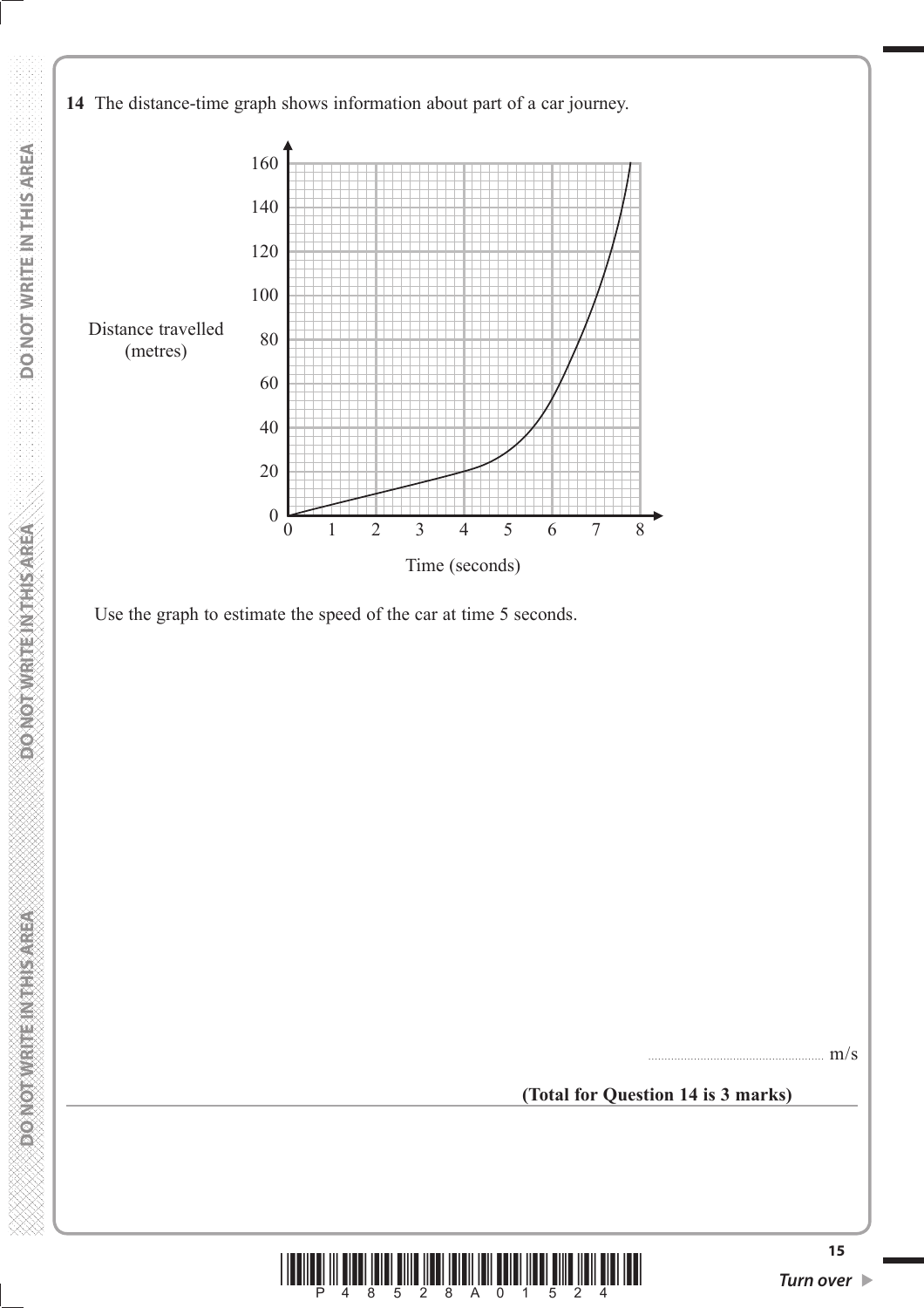**14** The distance-time graph shows information about part of a car journey.

Use the graph to estimate the speed of the car at time 5 seconds.

.................................................... m/s

**(Total for Question 14 is 3 marks)**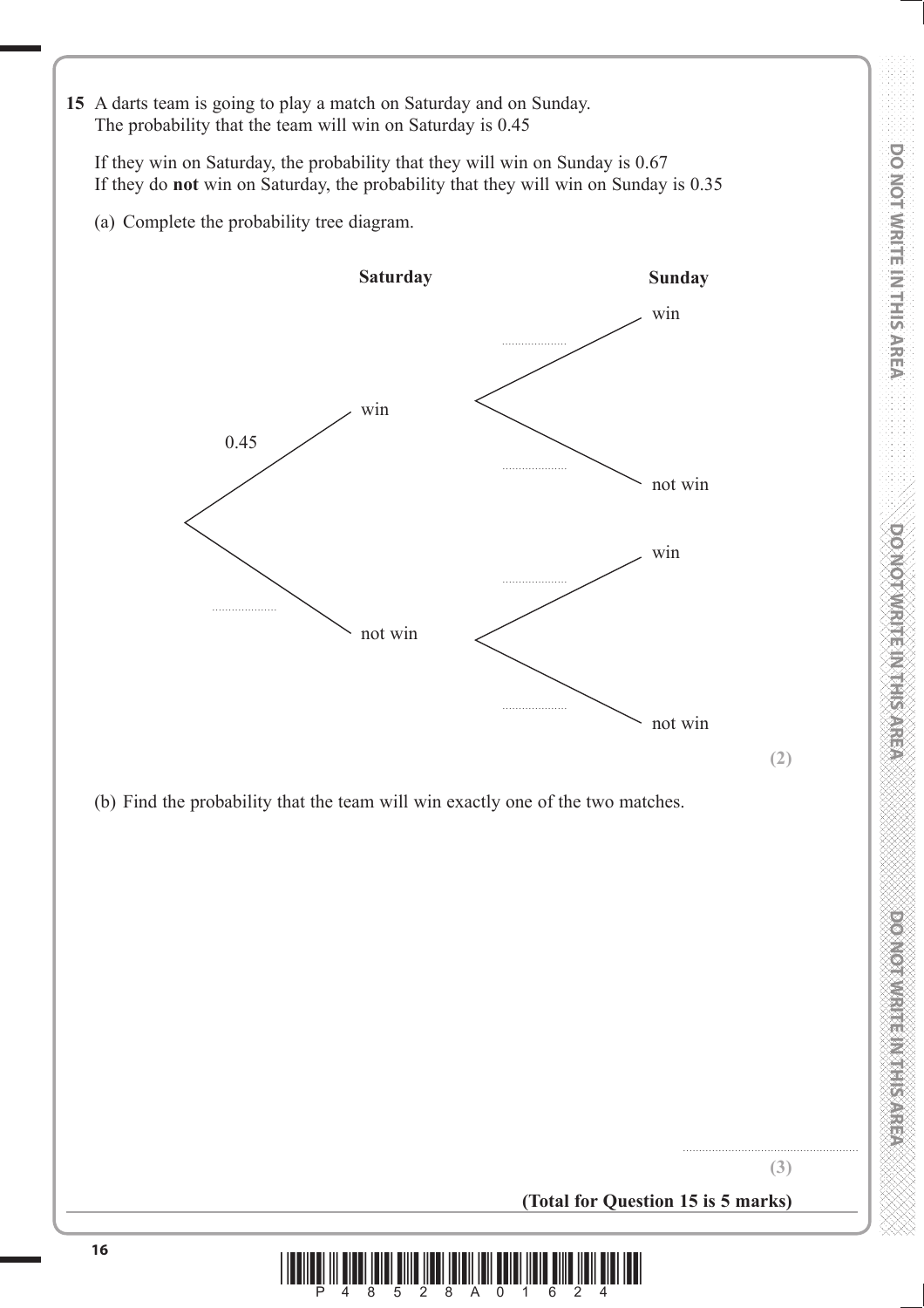**15** A darts team is going to play a match on Saturday and on Sunday.
The probability that the team will win on Saturday is 0.45

If they win on Saturday, the probability that they will win on Sunday is 0.67
If they do **not** win on Saturday, the probability that they will win on Sunday is 0.35

(a) Complete the probability tree diagram.

**Saturday** — **Sunday**

- Saturday: win (0.45)
  - Sunday: win (..................)
  - Sunday: not win (..................)
- Saturday: not win (..................)
  - Sunday: win (..................)
  - Sunday: not win (..................)

**(2)**

(b) Find the probability that the team will win exactly one of the two matches.

..................................................

**(3)**

**(Total for Question 15 is 5 marks)**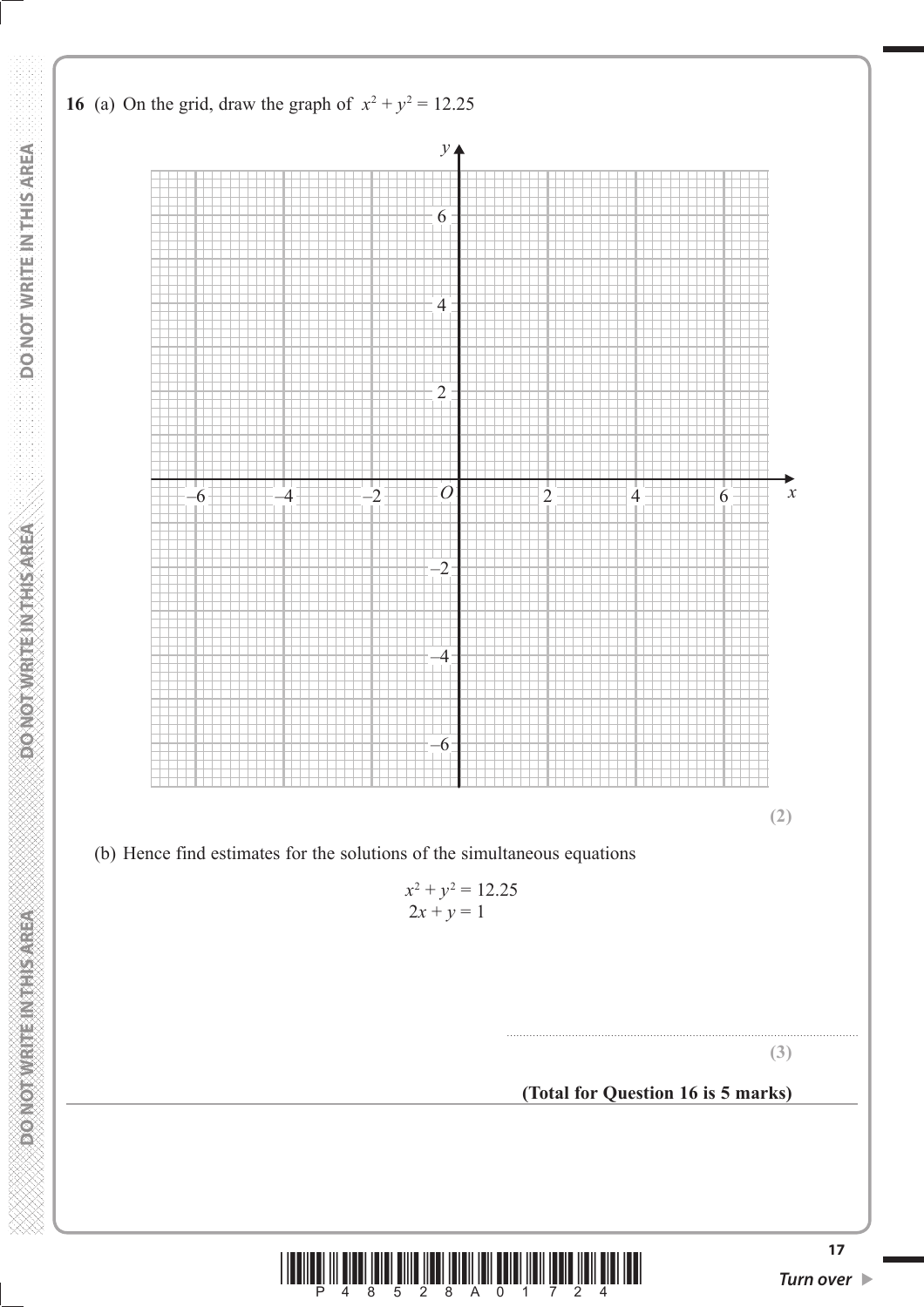**16** (a) On the grid, draw the graph of $x^2 + y^2 = 12.25$

**(2)**

(b) Hence find estimates for the solutions of the simultaneous equations

$$x^2 + y^2 = 12.25$$
$$2x + y = 1$$

..........................................................................................................

**(3)**

**(Total for Question 16 is 5 marks)**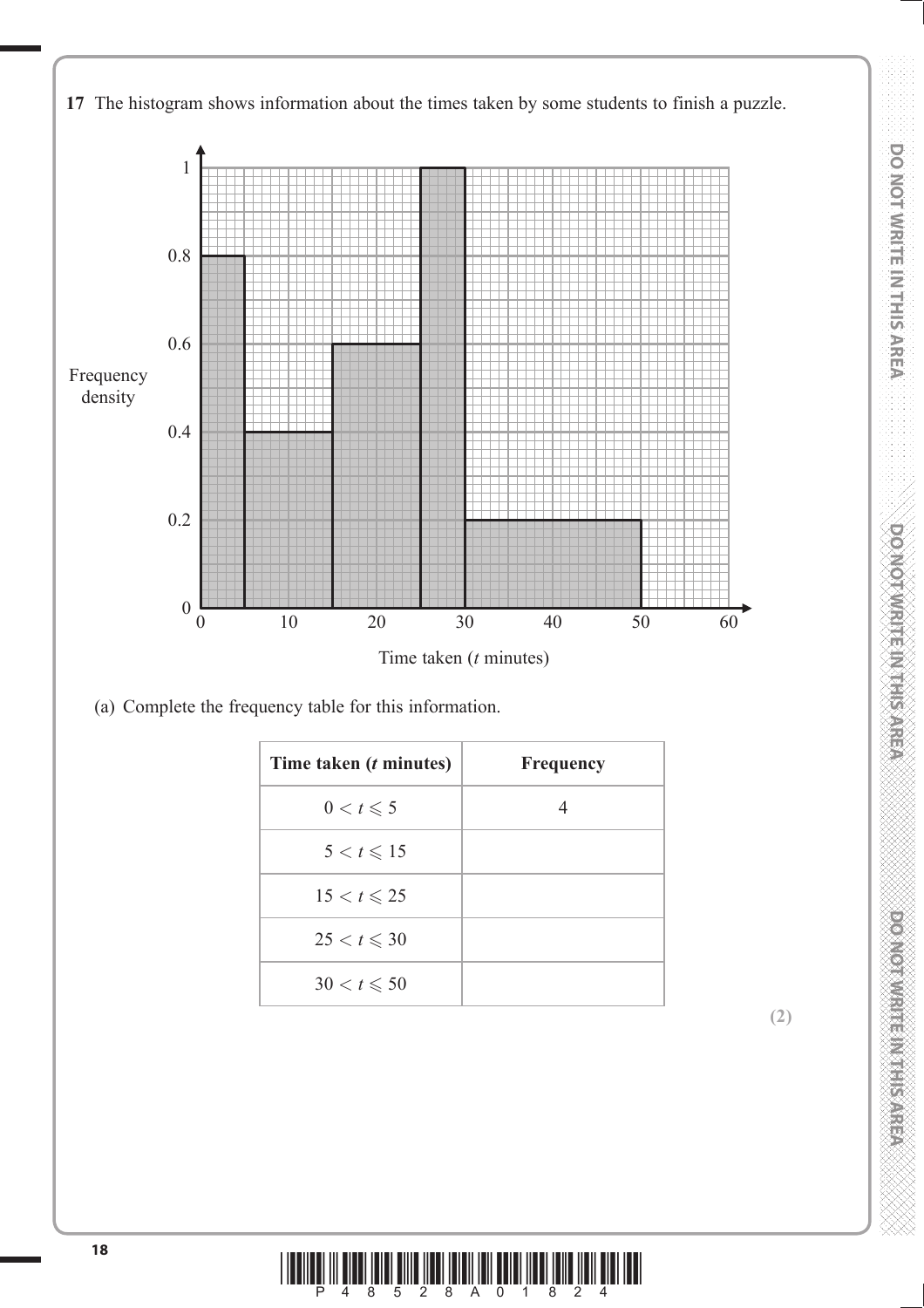**17** The histogram shows information about the times taken by some students to finish a puzzle.

(a) Complete the frequency table for this information.

| Time taken ($t$ minutes) | Frequency |
|---|---|
| $0 < t \leqslant 5$ | 4 |
| $5 < t \leqslant 15$ | |
| $15 < t \leqslant 25$ | |
| $25 < t \leqslant 30$ | |
| $30 < t \leqslant 50$ | |

**(2)**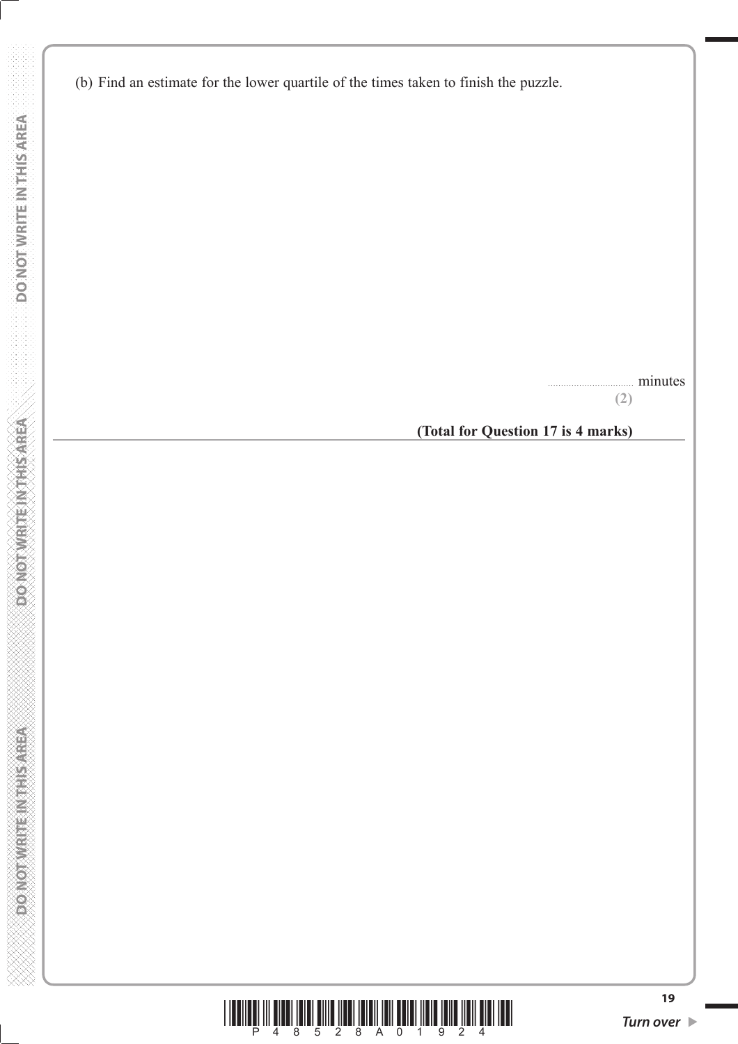(b) Find an estimate for the lower quartile of the times taken to finish the puzzle.

.................................. minutes

**(2)**

**(Total for Question 17 is 4 marks)**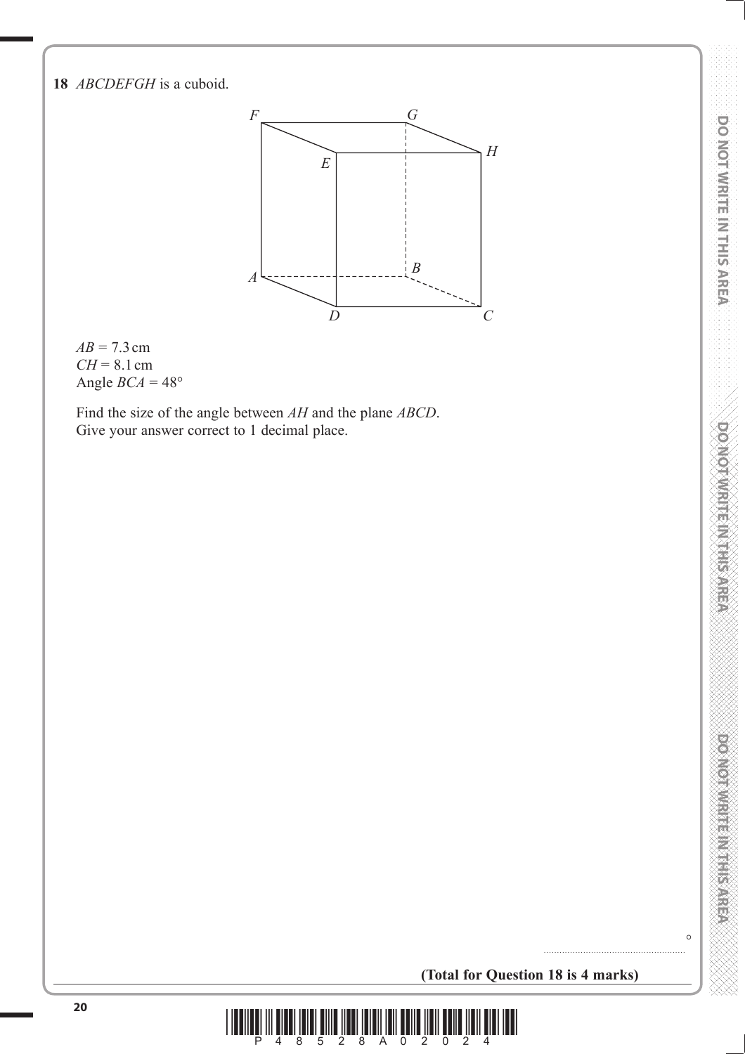**18** *ABCDEFGH* is a cuboid.

$AB = 7.3$ cm
$CH = 8.1$ cm
Angle $BCA = 48°$

Find the size of the angle between $AH$ and the plane $ABCD$.
Give your answer correct to 1 decimal place.

..................................................... °

**(Total for Question 18 is 4 marks)**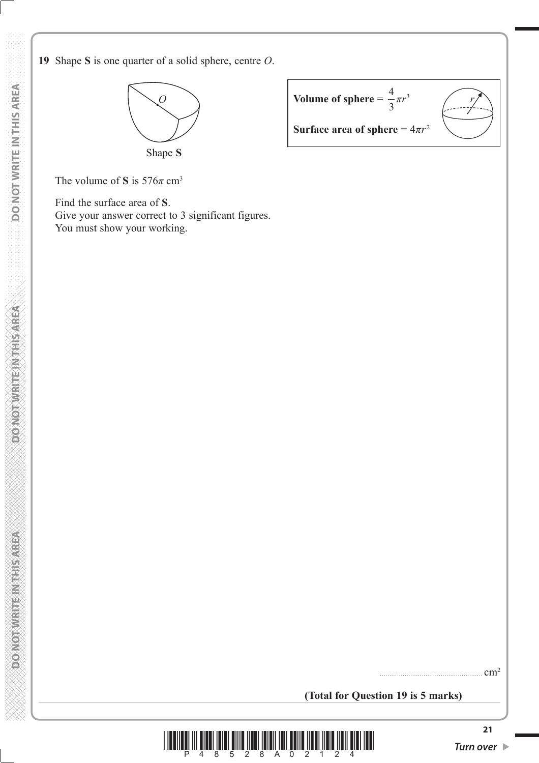**19** Shape **S** is one quarter of a solid sphere, centre $O$.

Shape **S**

**Volume of sphere** = $\frac{4}{3}\pi r^3$

**Surface area of sphere** = $4\pi r^2$

The volume of **S** is $576\pi$ cm$^3$

Find the surface area of **S**.
Give your answer correct to 3 significant figures.
You must show your working.

.................................................... cm$^2$

**(Total for Question 19 is 5 marks)**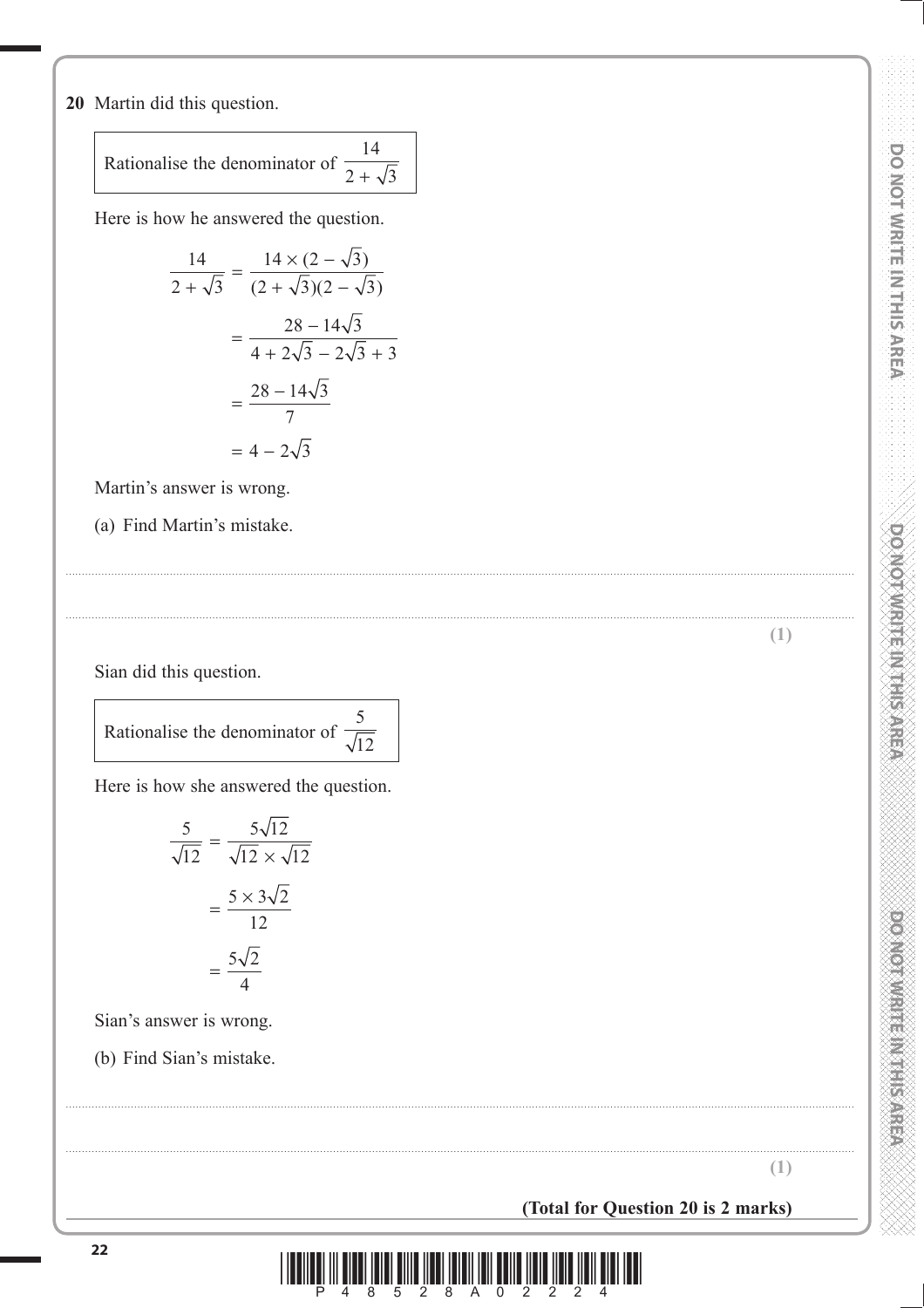**20** Martin did this question.

> Rationalise the denominator of $\dfrac{14}{2 + \sqrt{3}}$

Here is how he answered the question.

$$\frac{14}{2+\sqrt{3}} = \frac{14 \times (2 - \sqrt{3})}{(2+\sqrt{3})(2-\sqrt{3})}$$

$$= \frac{28 - 14\sqrt{3}}{4 + 2\sqrt{3} - 2\sqrt{3} + 3}$$

$$= \frac{28 - 14\sqrt{3}}{7}$$

$$= 4 - 2\sqrt{3}$$

Martin's answer is wrong.

(a) Find Martin's mistake.

.......................................................................................................................................................

.......................................................................................................................................................

**(1)**

Sian did this question.

> Rationalise the denominator of $\dfrac{5}{\sqrt{12}}$

Here is how she answered the question.

$$\frac{5}{\sqrt{12}} = \frac{5\sqrt{12}}{\sqrt{12} \times \sqrt{12}}$$

$$= \frac{5 \times 3\sqrt{2}}{12}$$

$$= \frac{5\sqrt{2}}{4}$$

Sian's answer is wrong.

(b) Find Sian's mistake.

.......................................................................................................................................................

.......................................................................................................................................................

**(1)**

**(Total for Question 20 is 2 marks)**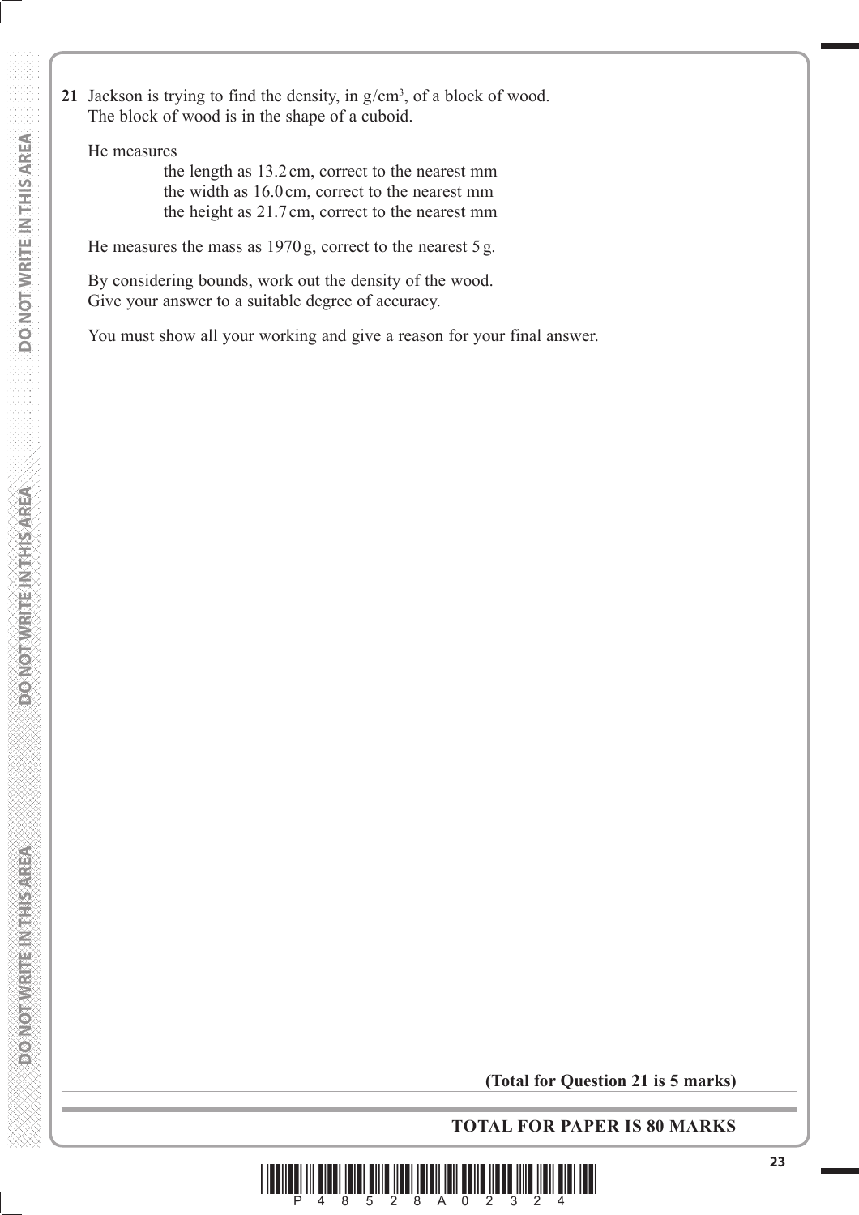**21** Jackson is trying to find the density, in g/cm$^3$, of a block of wood.
The block of wood is in the shape of a cuboid.

He measures

the length as 13.2 cm, correct to the nearest mm
the width as 16.0 cm, correct to the nearest mm
the height as 21.7 cm, correct to the nearest mm

He measures the mass as 1970 g, correct to the nearest 5 g.

By considering bounds, work out the density of the wood.
Give your answer to a suitable degree of accuracy.

You must show all your working and give a reason for your final answer.

**(Total for Question 21 is 5 marks)**

**TOTAL FOR PAPER IS 80 MARKS**